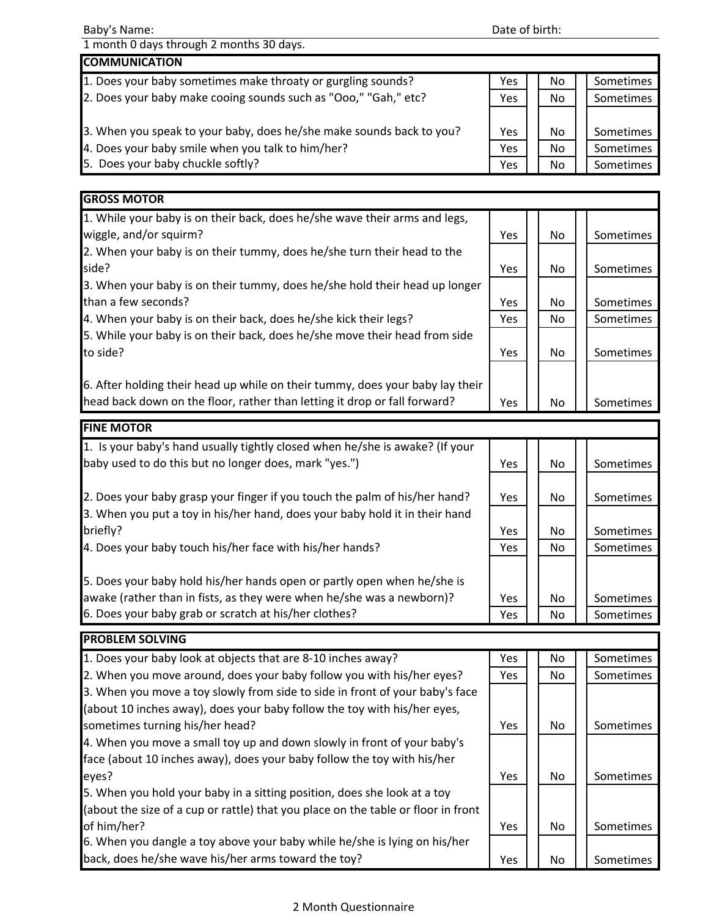Baby's Name: Date of birth:

1 month 0 days through 2 months 30 days.

| COMMUNICATION | | | |
|---|---|---|---|
| 1. Does your baby sometimes make throaty or gurgling sounds? | Yes | No | Sometimes |
| 2. Does your baby make cooing sounds such as "Ooo," "Gah," etc? | Yes | No | Sometimes |
| 3. When you speak to your baby, does he/she make sounds back to you? | Yes | No | Sometimes |
| 4. Does your baby smile when you talk to him/her? | Yes | No | Sometimes |
| 5. Does your baby chuckle softly? | Yes | No | Sometimes |

| GROSS MOTOR | | | |
|---|---|---|---|
| 1. While your baby is on their back, does he/she wave their arms and legs, wiggle, and/or squirm? | Yes | No | Sometimes |
| 2. When your baby is on their tummy, does he/she turn their head to the side? | Yes | No | Sometimes |
| 3. When your baby is on their tummy, does he/she hold their head up longer than a few seconds? | Yes | No | Sometimes |
| 4. When your baby is on their back, does he/she kick their legs? | Yes | No | Sometimes |
| 5. While your baby is on their back, does he/she move their head from side to side? | Yes | No | Sometimes |
| 6. After holding their head up while on their tummy, does your baby lay their head back down on the floor, rather than letting it drop or fall forward? | Yes | No | Sometimes |

| FINE MOTOR | | | |
|---|---|---|---|
| 1. Is your baby's hand usually tightly closed when he/she is awake? (If your baby used to do this but no longer does, mark "yes.") | Yes | No | Sometimes |
| 2. Does your baby grasp your finger if you touch the palm of his/her hand? | Yes | No | Sometimes |
| 3. When you put a toy in his/her hand, does your baby hold it in their hand briefly? | Yes | No | Sometimes |
| 4. Does your baby touch his/her face with his/her hands? | Yes | No | Sometimes |
| 5. Does your baby hold his/her hands open or partly open when he/she is awake (rather than in fists, as they were when he/she was a newborn)? | Yes | No | Sometimes |
| 6. Does your baby grab or scratch at his/her clothes? | Yes | No | Sometimes |

| PROBLEM SOLVING | | | |
|---|---|---|---|
| 1. Does your baby look at objects that are 8-10 inches away? | Yes | No | Sometimes |
| 2. When you move around, does your baby follow you with his/her eyes? | Yes | No | Sometimes |
| 3. When you move a toy slowly from side to side in front of your baby's face (about 10 inches away), does your baby follow the toy with his/her eyes, sometimes turning his/her head? | Yes | No | Sometimes |
| 4. When you move a small toy up and down slowly in front of your baby's face (about 10 inches away), does your baby follow the toy with his/her eyes? | Yes | No | Sometimes |
| 5. When you hold your baby in a sitting position, does she look at a toy (about the size of a cup or rattle) that you place on the table or floor in front of him/her? | Yes | No | Sometimes |
| 6. When you dangle a toy above your baby while he/she is lying on his/her back, does he/she wave his/her arms toward the toy? | Yes | No | Sometimes |

2 Month Questionnaire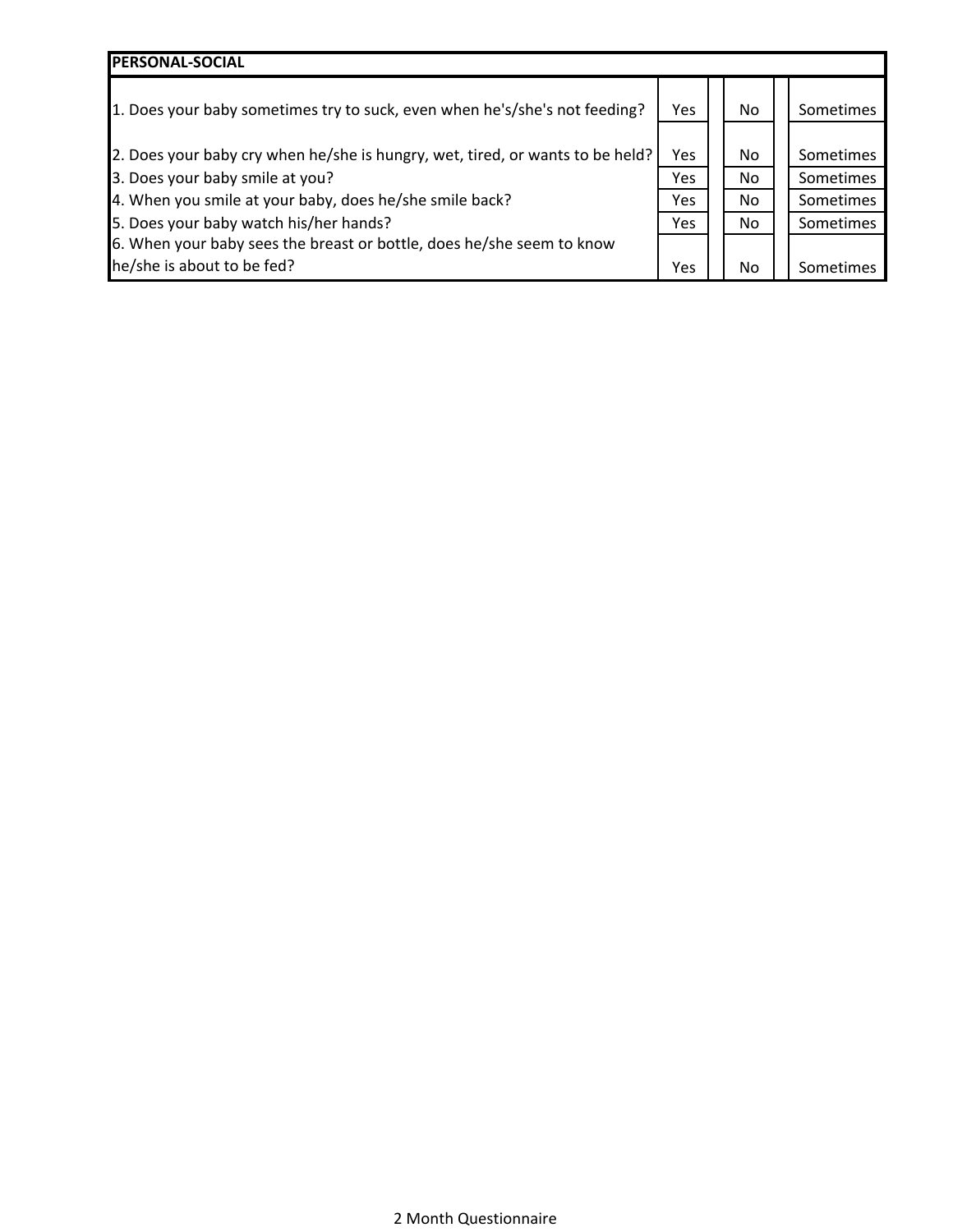| PERSONAL-SOCIAL | | | | | |
|---|---|---|---|---|---|
| 1. Does your baby sometimes try to suck, even when he's/she's not feeding? | Yes | | No | | Sometimes |
| 2. Does your baby cry when he/she is hungry, wet, tired, or wants to be held? | Yes | | No | | Sometimes |
| 3. Does your baby smile at you? | Yes | | No | | Sometimes |
| 4. When you smile at your baby, does he/she smile back? | Yes | | No | | Sometimes |
| 5. Does your baby watch his/her hands? | Yes | | No | | Sometimes |
| 6. When your baby sees the breast or bottle, does he/she seem to know he/she is about to be fed? | Yes | | No | | Sometimes |